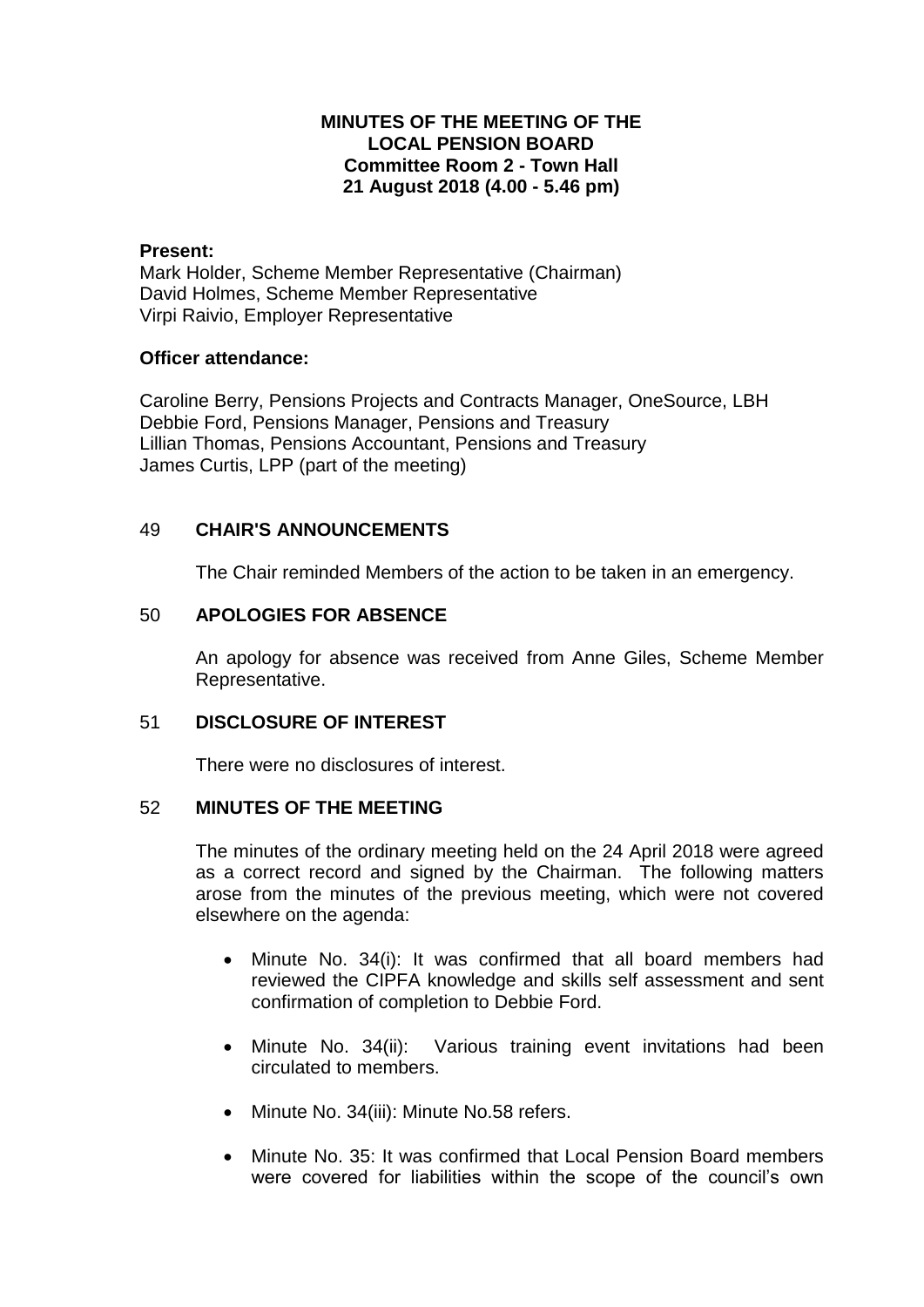# MINUTES OF THE MEETING OF THE LOCAL PENSION BOARD
## Committee Room 2 - Town Hall
## 21 August 2018 (4.00 - 5.46 pm)

**Present:**
Mark Holder, Scheme Member Representative (Chairman)
David Holmes, Scheme Member Representative
Virpi Raivio, Employer Representative

**Officer attendance:**

Caroline Berry, Pensions Projects and Contracts Manager, OneSource, LBH
Debbie Ford, Pensions Manager, Pensions and Treasury
Lillian Thomas, Pensions Accountant, Pensions and Treasury
James Curtis, LPP (part of the meeting)

### 49 CHAIR'S ANNOUNCEMENTS

The Chair reminded Members of the action to be taken in an emergency.

### 50 APOLOGIES FOR ABSENCE

An apology for absence was received from Anne Giles, Scheme Member Representative.

### 51 DISCLOSURE OF INTEREST

There were no disclosures of interest.

### 52 MINUTES OF THE MEETING

The minutes of the ordinary meeting held on the 24 April 2018 were agreed as a correct record and signed by the Chairman. The following matters arose from the minutes of the previous meeting, which were not covered elsewhere on the agenda:

- Minute No. 34(i): It was confirmed that all board members had reviewed the CIPFA knowledge and skills self assessment and sent confirmation of completion to Debbie Ford.
- Minute No. 34(ii): Various training event invitations had been circulated to members.
- Minute No. 34(iii): Minute No.58 refers.
- Minute No. 35: It was confirmed that Local Pension Board members were covered for liabilities within the scope of the council's own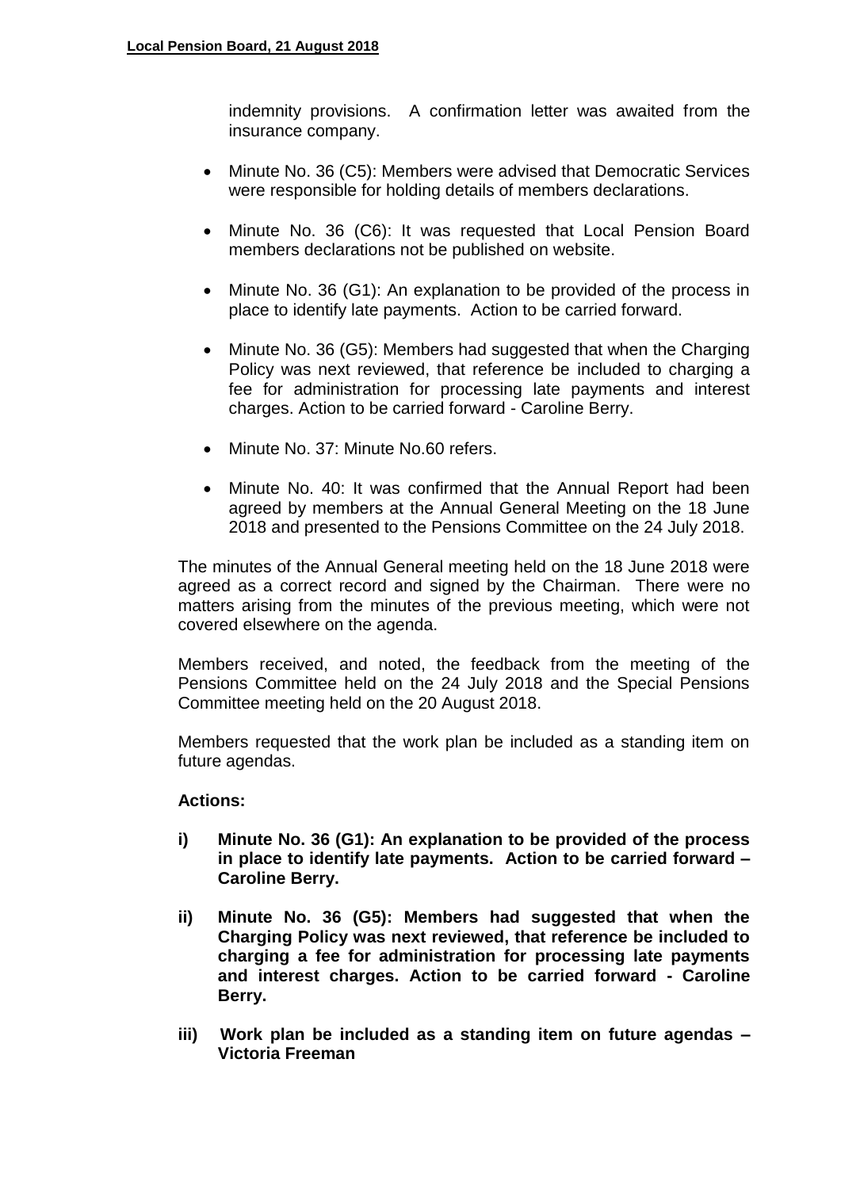indemnity provisions. A confirmation letter was awaited from the insurance company.

- Minute No. 36 (C5): Members were advised that Democratic Services were responsible for holding details of members declarations.

- Minute No. 36 (C6): It was requested that Local Pension Board members declarations not be published on website.

- Minute No. 36 (G1): An explanation to be provided of the process in place to identify late payments. Action to be carried forward.

- Minute No. 36 (G5): Members had suggested that when the Charging Policy was next reviewed, that reference be included to charging a fee for administration for processing late payments and interest charges. Action to be carried forward - Caroline Berry.

- Minute No. 37: Minute No.60 refers.

- Minute No. 40: It was confirmed that the Annual Report had been agreed by members at the Annual General Meeting on the 18 June 2018 and presented to the Pensions Committee on the 24 July 2018.

The minutes of the Annual General meeting held on the 18 June 2018 were agreed as a correct record and signed by the Chairman. There were no matters arising from the minutes of the previous meeting, which were not covered elsewhere on the agenda.

Members received, and noted, the feedback from the meeting of the Pensions Committee held on the 24 July 2018 and the Special Pensions Committee meeting held on the 20 August 2018.

Members requested that the work plan be included as a standing item on future agendas.

**Actions:**

**i) Minute No. 36 (G1): An explanation to be provided of the process in place to identify late payments. Action to be carried forward – Caroline Berry.**

**ii) Minute No. 36 (G5): Members had suggested that when the Charging Policy was next reviewed, that reference be included to charging a fee for administration for processing late payments and interest charges. Action to be carried forward - Caroline Berry.**

**iii) Work plan be included as a standing item on future agendas – Victoria Freeman**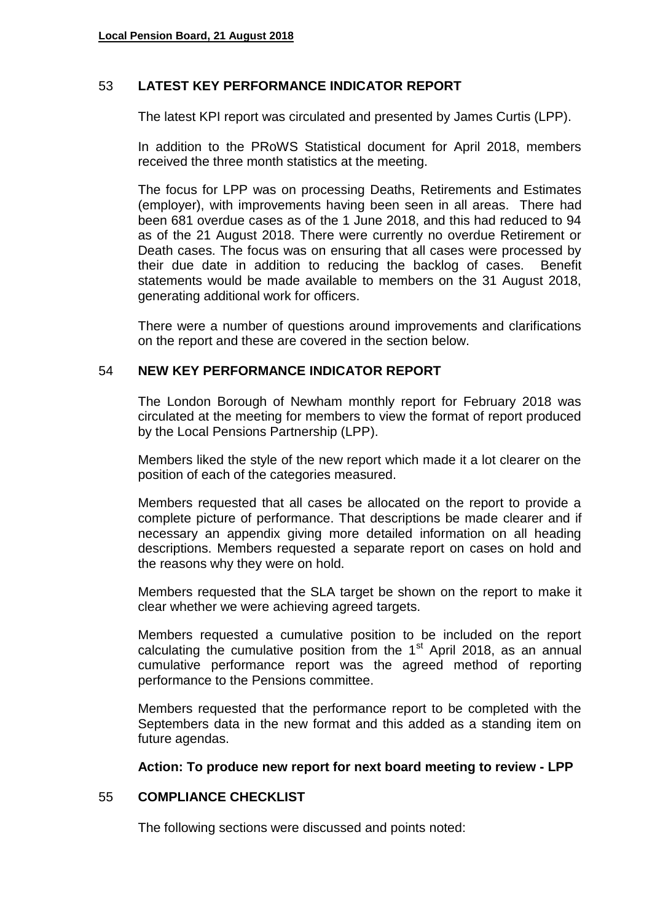## 53 LATEST KEY PERFORMANCE INDICATOR REPORT

The latest KPI report was circulated and presented by James Curtis (LPP).

In addition to the PRoWS Statistical document for April 2018, members received the three month statistics at the meeting.

The focus for LPP was on processing Deaths, Retirements and Estimates (employer), with improvements having been seen in all areas. There had been 681 overdue cases as of the 1 June 2018, and this had reduced to 94 as of the 21 August 2018. There were currently no overdue Retirement or Death cases. The focus was on ensuring that all cases were processed by their due date in addition to reducing the backlog of cases. Benefit statements would be made available to members on the 31 August 2018, generating additional work for officers.

There were a number of questions around improvements and clarifications on the report and these are covered in the section below.

## 54 NEW KEY PERFORMANCE INDICATOR REPORT

The London Borough of Newham monthly report for February 2018 was circulated at the meeting for members to view the format of report produced by the Local Pensions Partnership (LPP).

Members liked the style of the new report which made it a lot clearer on the position of each of the categories measured.

Members requested that all cases be allocated on the report to provide a complete picture of performance. That descriptions be made clearer and if necessary an appendix giving more detailed information on all heading descriptions. Members requested a separate report on cases on hold and the reasons why they were on hold.

Members requested that the SLA target be shown on the report to make it clear whether we were achieving agreed targets.

Members requested a cumulative position to be included on the report calculating the cumulative position from the 1st April 2018, as an annual cumulative performance report was the agreed method of reporting performance to the Pensions committee.

Members requested that the performance report to be completed with the Septembers data in the new format and this added as a standing item on future agendas.

**Action: To produce new report for next board meeting to review - LPP**

## 55 COMPLIANCE CHECKLIST

The following sections were discussed and points noted: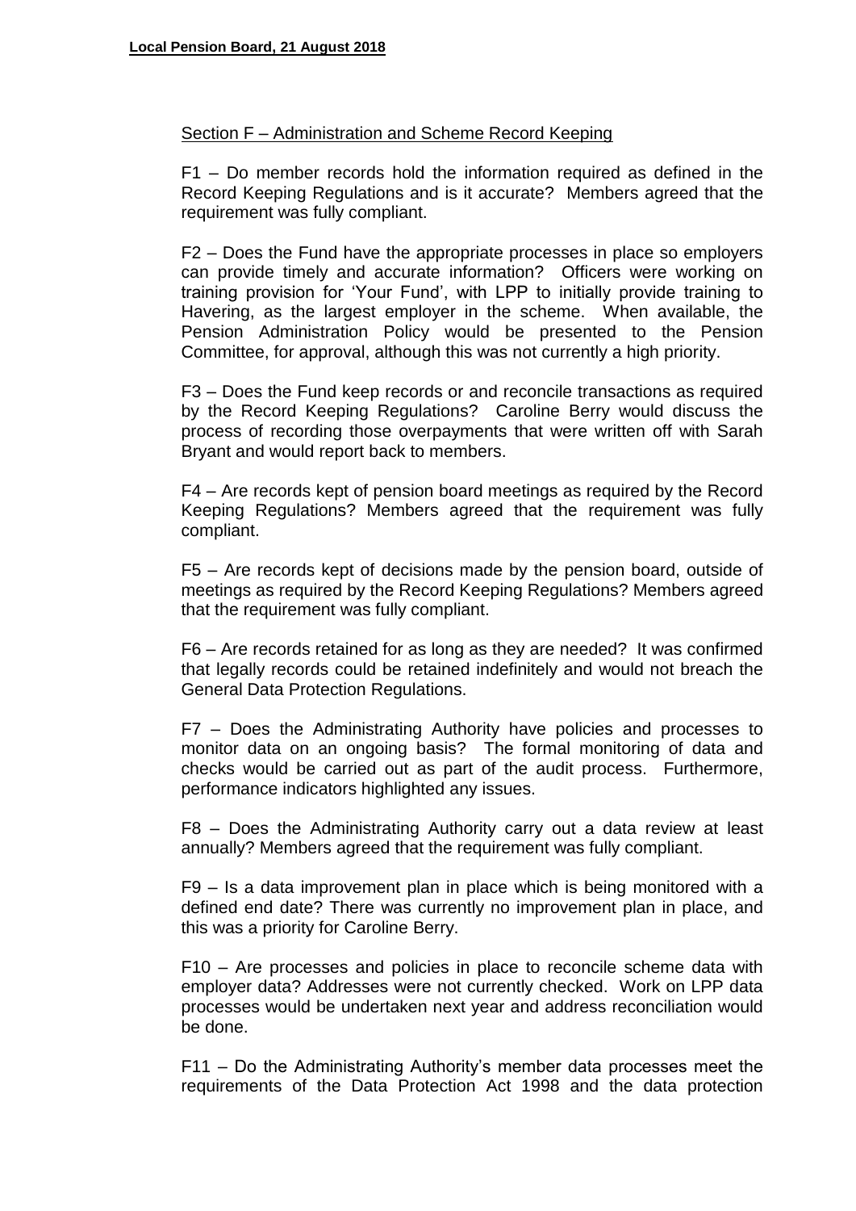Section F – Administration and Scheme Record Keeping

F1 – Do member records hold the information required as defined in the Record Keeping Regulations and is it accurate? Members agreed that the requirement was fully compliant.

F2 – Does the Fund have the appropriate processes in place so employers can provide timely and accurate information? Officers were working on training provision for 'Your Fund', with LPP to initially provide training to Havering, as the largest employer in the scheme. When available, the Pension Administration Policy would be presented to the Pension Committee, for approval, although this was not currently a high priority.

F3 – Does the Fund keep records or and reconcile transactions as required by the Record Keeping Regulations? Caroline Berry would discuss the process of recording those overpayments that were written off with Sarah Bryant and would report back to members.

F4 – Are records kept of pension board meetings as required by the Record Keeping Regulations? Members agreed that the requirement was fully compliant.

F5 – Are records kept of decisions made by the pension board, outside of meetings as required by the Record Keeping Regulations? Members agreed that the requirement was fully compliant.

F6 – Are records retained for as long as they are needed? It was confirmed that legally records could be retained indefinitely and would not breach the General Data Protection Regulations.

F7 – Does the Administrating Authority have policies and processes to monitor data on an ongoing basis? The formal monitoring of data and checks would be carried out as part of the audit process. Furthermore, performance indicators highlighted any issues.

F8 – Does the Administrating Authority carry out a data review at least annually? Members agreed that the requirement was fully compliant.

F9 – Is a data improvement plan in place which is being monitored with a defined end date? There was currently no improvement plan in place, and this was a priority for Caroline Berry.

F10 – Are processes and policies in place to reconcile scheme data with employer data? Addresses were not currently checked. Work on LPP data processes would be undertaken next year and address reconciliation would be done.

F11 – Do the Administrating Authority's member data processes meet the requirements of the Data Protection Act 1998 and the data protection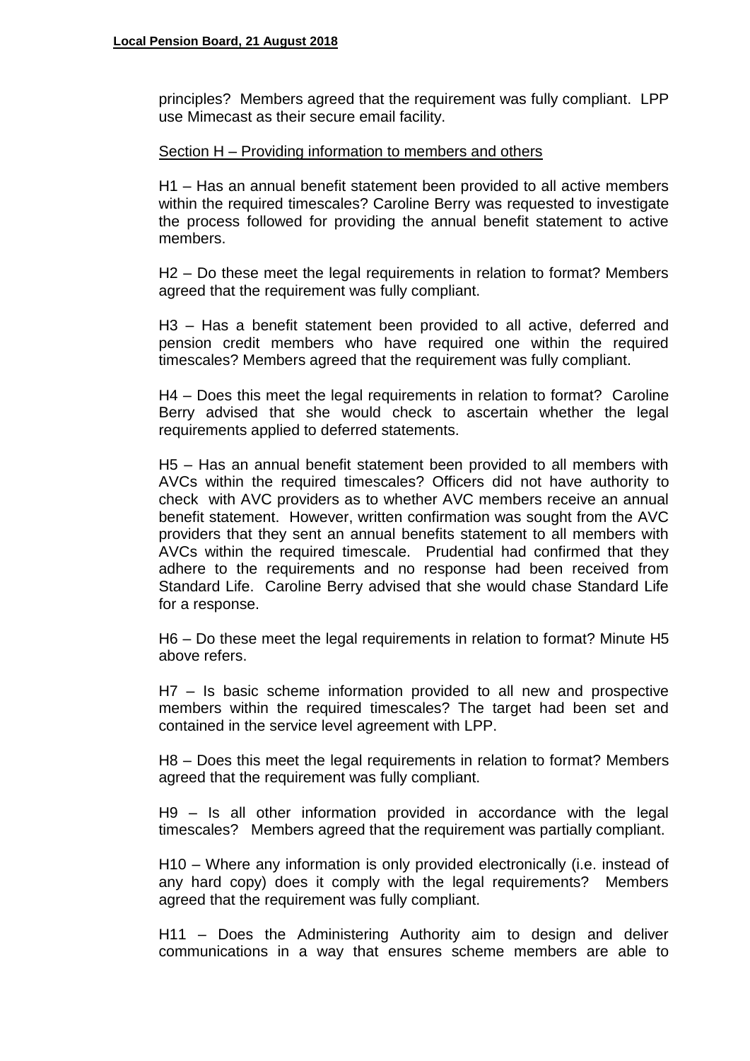principles? Members agreed that the requirement was fully compliant. LPP use Mimecast as their secure email facility.

Section H – Providing information to members and others

H1 – Has an annual benefit statement been provided to all active members within the required timescales? Caroline Berry was requested to investigate the process followed for providing the annual benefit statement to active members.

H2 – Do these meet the legal requirements in relation to format? Members agreed that the requirement was fully compliant.

H3 – Has a benefit statement been provided to all active, deferred and pension credit members who have required one within the required timescales? Members agreed that the requirement was fully compliant.

H4 – Does this meet the legal requirements in relation to format? Caroline Berry advised that she would check to ascertain whether the legal requirements applied to deferred statements.

H5 – Has an annual benefit statement been provided to all members with AVCs within the required timescales? Officers did not have authority to check with AVC providers as to whether AVC members receive an annual benefit statement. However, written confirmation was sought from the AVC providers that they sent an annual benefits statement to all members with AVCs within the required timescale. Prudential had confirmed that they adhere to the requirements and no response had been received from Standard Life. Caroline Berry advised that she would chase Standard Life for a response.

H6 – Do these meet the legal requirements in relation to format? Minute H5 above refers.

H7 – Is basic scheme information provided to all new and prospective members within the required timescales? The target had been set and contained in the service level agreement with LPP.

H8 – Does this meet the legal requirements in relation to format? Members agreed that the requirement was fully compliant.

H9 – Is all other information provided in accordance with the legal timescales? Members agreed that the requirement was partially compliant.

H10 – Where any information is only provided electronically (i.e. instead of any hard copy) does it comply with the legal requirements? Members agreed that the requirement was fully compliant.

H11 – Does the Administering Authority aim to design and deliver communications in a way that ensures scheme members are able to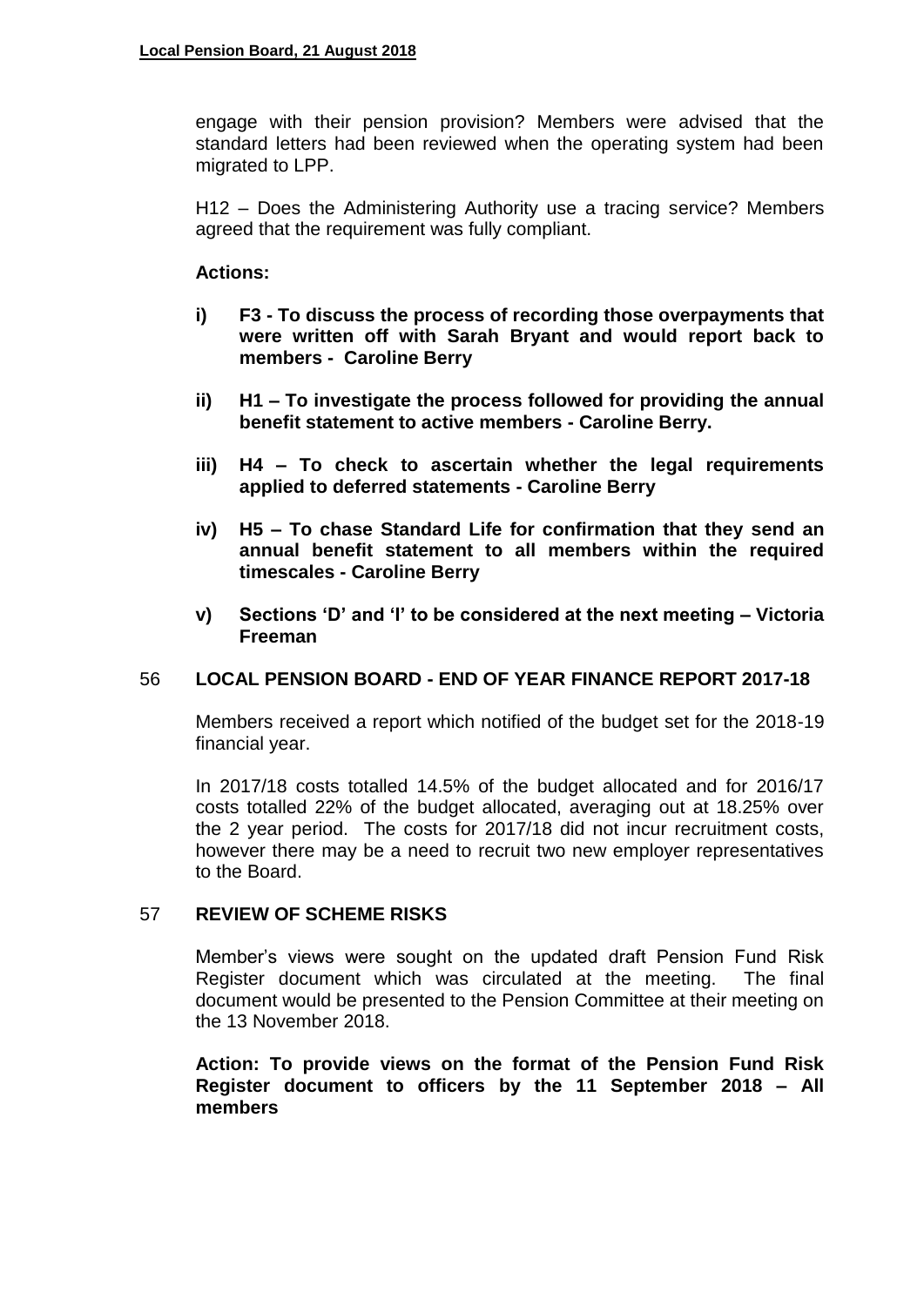engage with their pension provision? Members were advised that the standard letters had been reviewed when the operating system had been migrated to LPP.

H12 – Does the Administering Authority use a tracing service? Members agreed that the requirement was fully compliant.

**Actions:**

- **i) F3 - To discuss the process of recording those overpayments that were written off with Sarah Bryant and would report back to members - Caroline Berry**
- **ii) H1 – To investigate the process followed for providing the annual benefit statement to active members - Caroline Berry.**
- **iii) H4 – To check to ascertain whether the legal requirements applied to deferred statements - Caroline Berry**
- **iv) H5 – To chase Standard Life for confirmation that they send an annual benefit statement to all members within the required timescales - Caroline Berry**
- **v) Sections 'D' and 'I' to be considered at the next meeting – Victoria Freeman**

## 56 LOCAL PENSION BOARD - END OF YEAR FINANCE REPORT 2017-18

Members received a report which notified of the budget set for the 2018-19 financial year.

In 2017/18 costs totalled 14.5% of the budget allocated and for 2016/17 costs totalled 22% of the budget allocated, averaging out at 18.25% over the 2 year period. The costs for 2017/18 did not incur recruitment costs, however there may be a need to recruit two new employer representatives to the Board.

## 57 REVIEW OF SCHEME RISKS

Member's views were sought on the updated draft Pension Fund Risk Register document which was circulated at the meeting. The final document would be presented to the Pension Committee at their meeting on the 13 November 2018.

**Action: To provide views on the format of the Pension Fund Risk Register document to officers by the 11 September 2018 – All members**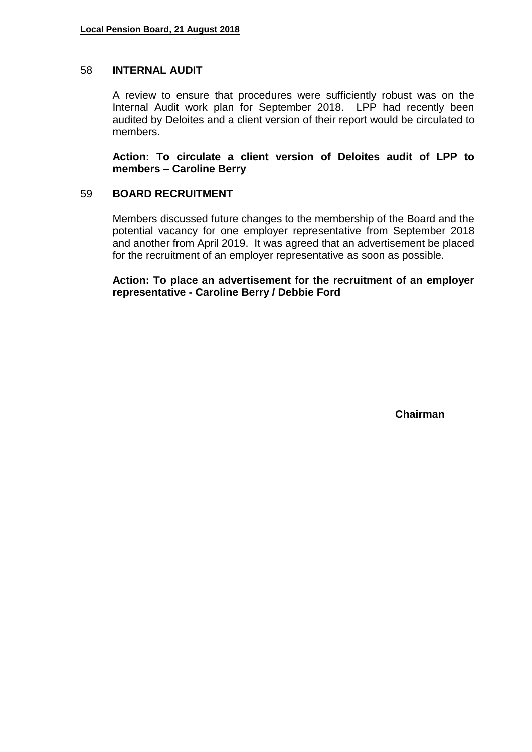## 58 INTERNAL AUDIT

A review to ensure that procedures were sufficiently robust was on the Internal Audit work plan for September 2018. LPP had recently been audited by Deloites and a client version of their report would be circulated to members.

**Action: To circulate a client version of Deloites audit of LPP to members – Caroline Berry**

## 59 BOARD RECRUITMENT

Members discussed future changes to the membership of the Board and the potential vacancy for one employer representative from September 2018 and another from April 2019. It was agreed that an advertisement be placed for the recruitment of an employer representative as soon as possible.

**Action: To place an advertisement for the recruitment of an employer representative - Caroline Berry / Debbie Ford**

**Chairman**